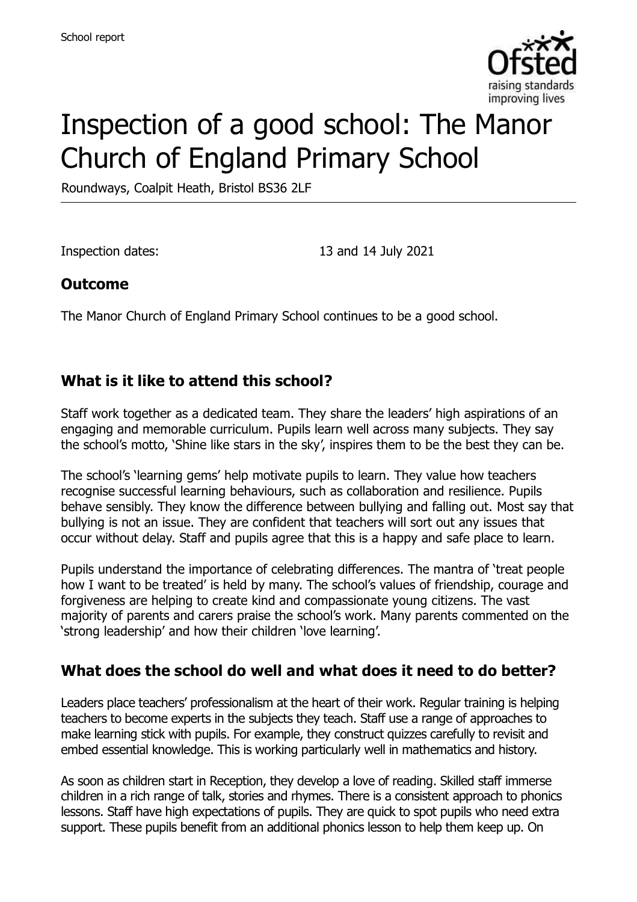# Inspection of a good school: The Manor Church of England Primary School

Roundways, Coalpit Heath, Bristol BS36 2LF

Inspection dates: 13 and 14 July 2021

## Outcome

The Manor Church of England Primary School continues to be a good school.

## What is it like to attend this school?

Staff work together as a dedicated team. They share the leaders' high aspirations of an engaging and memorable curriculum. Pupils learn well across many subjects. They say the school's motto, 'Shine like stars in the sky', inspires them to be the best they can be.

The school's 'learning gems' help motivate pupils to learn. They value how teachers recognise successful learning behaviours, such as collaboration and resilience. Pupils behave sensibly. They know the difference between bullying and falling out. Most say that bullying is not an issue. They are confident that teachers will sort out any issues that occur without delay. Staff and pupils agree that this is a happy and safe place to learn.

Pupils understand the importance of celebrating differences. The mantra of 'treat people how I want to be treated' is held by many. The school's values of friendship, courage and forgiveness are helping to create kind and compassionate young citizens. The vast majority of parents and carers praise the school's work. Many parents commented on the 'strong leadership' and how their children 'love learning'.

## What does the school do well and what does it need to do better?

Leaders place teachers' professionalism at the heart of their work. Regular training is helping teachers to become experts in the subjects they teach. Staff use a range of approaches to make learning stick with pupils. For example, they construct quizzes carefully to revisit and embed essential knowledge. This is working particularly well in mathematics and history.

As soon as children start in Reception, they develop a love of reading. Skilled staff immerse children in a rich range of talk, stories and rhymes. There is a consistent approach to phonics lessons. Staff have high expectations of pupils. They are quick to spot pupils who need extra support. These pupils benefit from an additional phonics lesson to help them keep up. On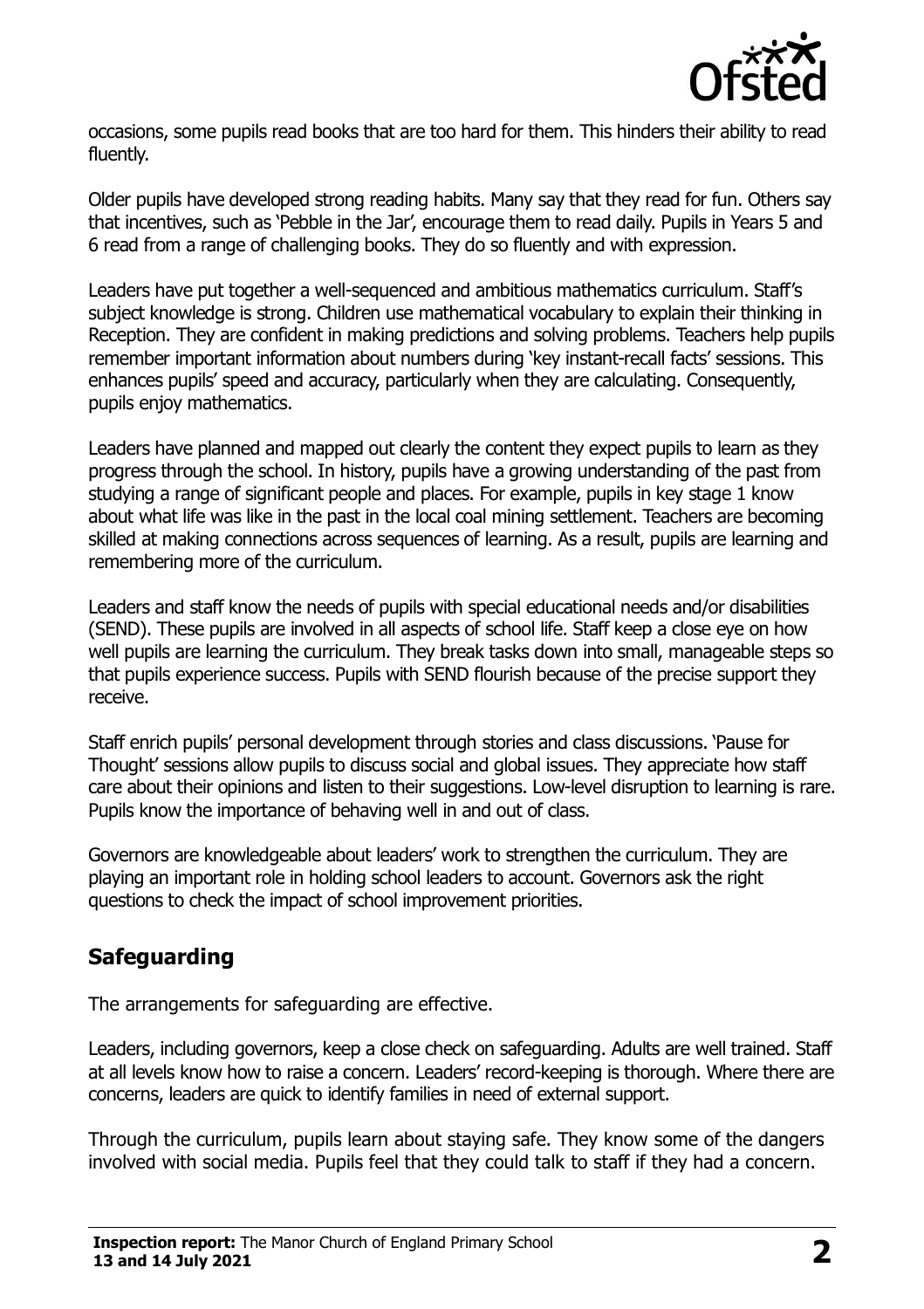occasions, some pupils read books that are too hard for them. This hinders their ability to read fluently.

Older pupils have developed strong reading habits. Many say that they read for fun. Others say that incentives, such as 'Pebble in the Jar', encourage them to read daily. Pupils in Years 5 and 6 read from a range of challenging books. They do so fluently and with expression.

Leaders have put together a well-sequenced and ambitious mathematics curriculum. Staff's subject knowledge is strong. Children use mathematical vocabulary to explain their thinking in Reception. They are confident in making predictions and solving problems. Teachers help pupils remember important information about numbers during 'key instant-recall facts' sessions. This enhances pupils' speed and accuracy, particularly when they are calculating. Consequently, pupils enjoy mathematics.

Leaders have planned and mapped out clearly the content they expect pupils to learn as they progress through the school. In history, pupils have a growing understanding of the past from studying a range of significant people and places. For example, pupils in key stage 1 know about what life was like in the past in the local coal mining settlement. Teachers are becoming skilled at making connections across sequences of learning. As a result, pupils are learning and remembering more of the curriculum.

Leaders and staff know the needs of pupils with special educational needs and/or disabilities (SEND). These pupils are involved in all aspects of school life. Staff keep a close eye on how well pupils are learning the curriculum. They break tasks down into small, manageable steps so that pupils experience success. Pupils with SEND flourish because of the precise support they receive.

Staff enrich pupils' personal development through stories and class discussions. 'Pause for Thought' sessions allow pupils to discuss social and global issues. They appreciate how staff care about their opinions and listen to their suggestions. Low-level disruption to learning is rare. Pupils know the importance of behaving well in and out of class.

Governors are knowledgeable about leaders' work to strengthen the curriculum. They are playing an important role in holding school leaders to account. Governors ask the right questions to check the impact of school improvement priorities.

## Safeguarding

The arrangements for safeguarding are effective.

Leaders, including governors, keep a close check on safeguarding. Adults are well trained. Staff at all levels know how to raise a concern. Leaders' record-keeping is thorough. Where there are concerns, leaders are quick to identify families in need of external support.

Through the curriculum, pupils learn about staying safe. They know some of the dangers involved with social media. Pupils feel that they could talk to staff if they had a concern.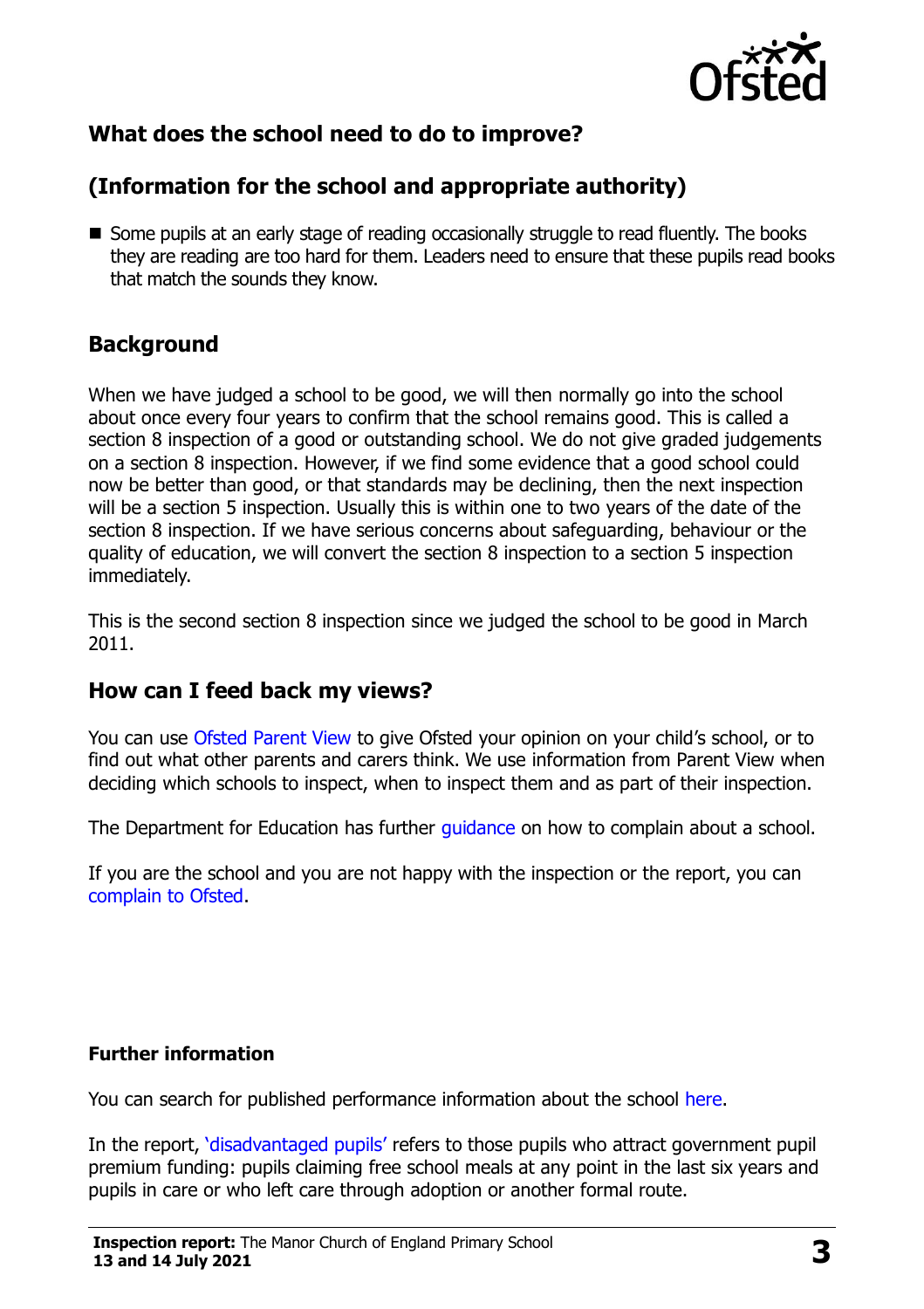## What does the school need to do to improve?

## (Information for the school and appropriate authority)

- Some pupils at an early stage of reading occasionally struggle to read fluently. The books they are reading are too hard for them. Leaders need to ensure that these pupils read books that match the sounds they know.

## Background

When we have judged a school to be good, we will then normally go into the school about once every four years to confirm that the school remains good. This is called a section 8 inspection of a good or outstanding school. We do not give graded judgements on a section 8 inspection. However, if we find some evidence that a good school could now be better than good, or that standards may be declining, then the next inspection will be a section 5 inspection. Usually this is within one to two years of the date of the section 8 inspection. If we have serious concerns about safeguarding, behaviour or the quality of education, we will convert the section 8 inspection to a section 5 inspection immediately.

This is the second section 8 inspection since we judged the school to be good in March 2011.

## How can I feed back my views?

You can use Ofsted Parent View to give Ofsted your opinion on your child's school, or to find out what other parents and carers think. We use information from Parent View when deciding which schools to inspect, when to inspect them and as part of their inspection.

The Department for Education has further guidance on how to complain about a school.

If you are the school and you are not happy with the inspection or the report, you can complain to Ofsted.

**Further information**

You can search for published performance information about the school here.

In the report, 'disadvantaged pupils' refers to those pupils who attract government pupil premium funding: pupils claiming free school meals at any point in the last six years and pupils in care or who left care through adoption or another formal route.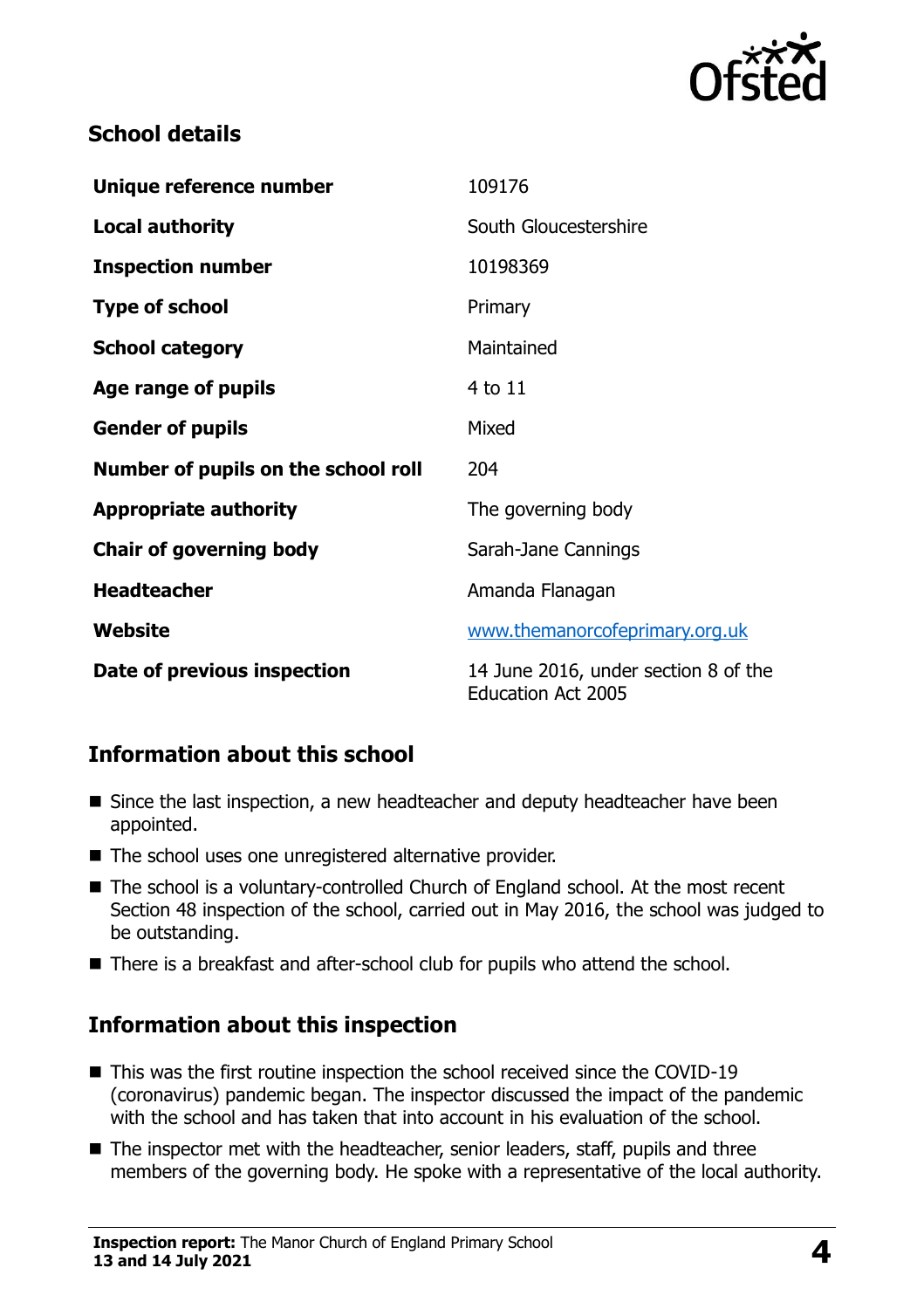## School details

| | |
|---|---|
| **Unique reference number** | 109176 |
| **Local authority** | South Gloucestershire |
| **Inspection number** | 10198369 |
| **Type of school** | Primary |
| **School category** | Maintained |
| **Age range of pupils** | 4 to 11 |
| **Gender of pupils** | Mixed |
| **Number of pupils on the school roll** | 204 |
| **Appropriate authority** | The governing body |
| **Chair of governing body** | Sarah-Jane Cannings |
| **Headteacher** | Amanda Flanagan |
| **Website** | www.themanorcofeprimary.org.uk |
| **Date of previous inspection** | 14 June 2016, under section 8 of the Education Act 2005 |

## Information about this school

- Since the last inspection, a new headteacher and deputy headteacher have been appointed.
- The school uses one unregistered alternative provider.
- The school is a voluntary-controlled Church of England school. At the most recent Section 48 inspection of the school, carried out in May 2016, the school was judged to be outstanding.
- There is a breakfast and after-school club for pupils who attend the school.

## Information about this inspection

- This was the first routine inspection the school received since the COVID-19 (coronavirus) pandemic began. The inspector discussed the impact of the pandemic with the school and has taken that into account in his evaluation of the school.
- The inspector met with the headteacher, senior leaders, staff, pupils and three members of the governing body. He spoke with a representative of the local authority.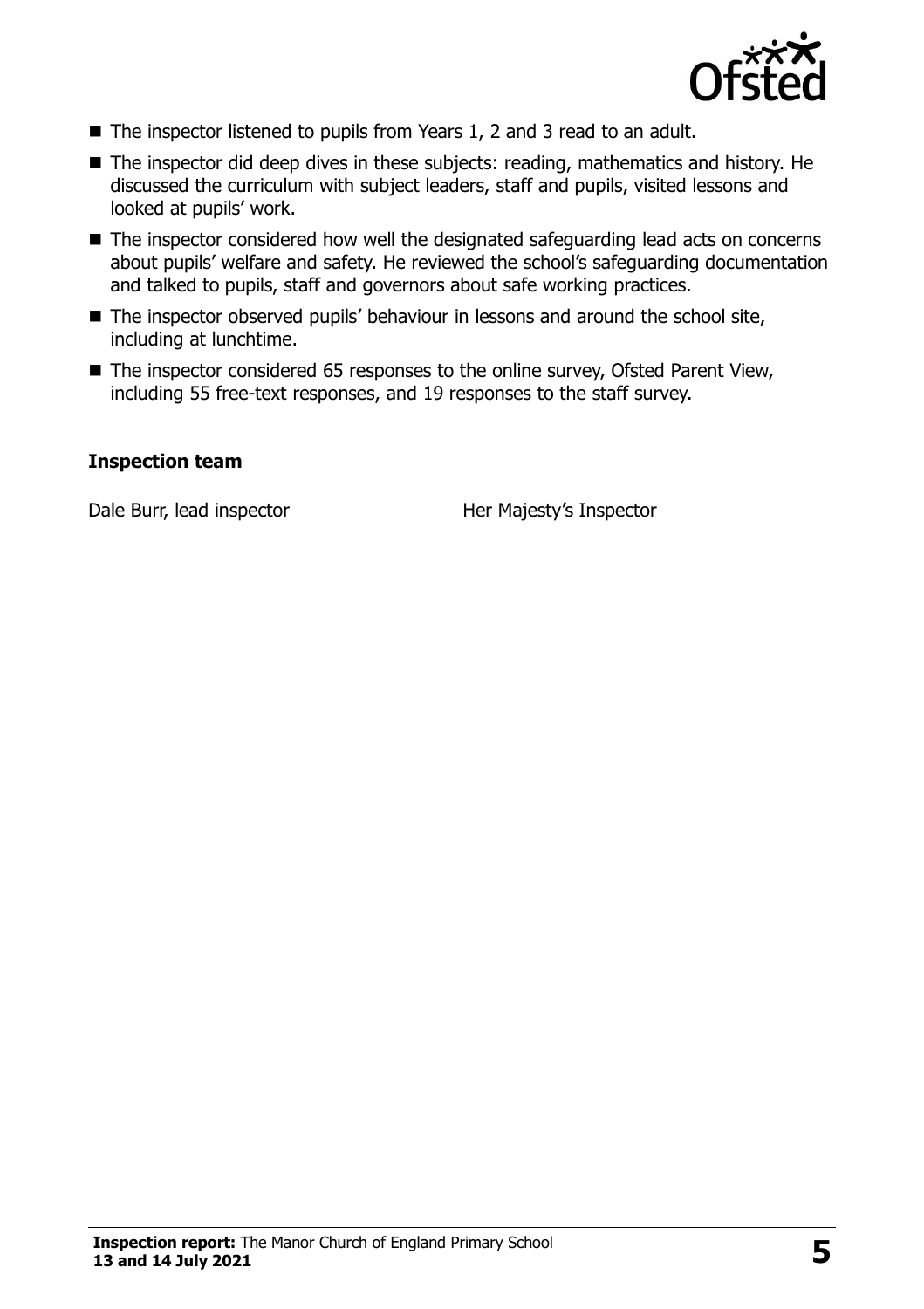- The inspector listened to pupils from Years 1, 2 and 3 read to an adult.
- The inspector did deep dives in these subjects: reading, mathematics and history. He discussed the curriculum with subject leaders, staff and pupils, visited lessons and looked at pupils' work.
- The inspector considered how well the designated safeguarding lead acts on concerns about pupils' welfare and safety. He reviewed the school's safeguarding documentation and talked to pupils, staff and governors about safe working practices.
- The inspector observed pupils' behaviour in lessons and around the school site, including at lunchtime.
- The inspector considered 65 responses to the online survey, Ofsted Parent View, including 55 free-text responses, and 19 responses to the staff survey.

### Inspection team

| | |
| --- | --- |
| Dale Burr, lead inspector | Her Majesty's Inspector |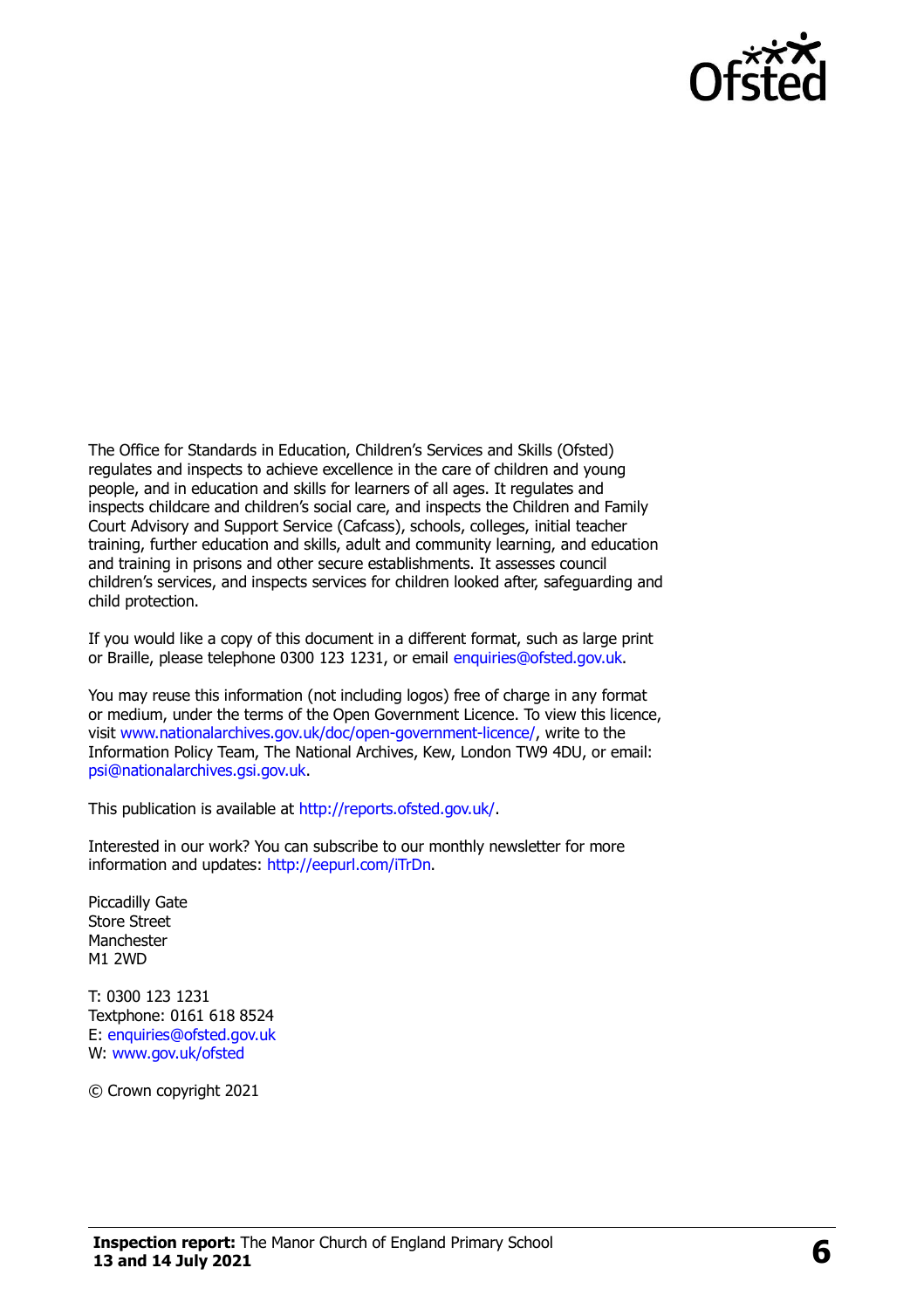The Office for Standards in Education, Children's Services and Skills (Ofsted) regulates and inspects to achieve excellence in the care of children and young people, and in education and skills for learners of all ages. It regulates and inspects childcare and children's social care, and inspects the Children and Family Court Advisory and Support Service (Cafcass), schools, colleges, initial teacher training, further education and skills, adult and community learning, and education and training in prisons and other secure establishments. It assesses council children's services, and inspects services for children looked after, safeguarding and child protection.

If you would like a copy of this document in a different format, such as large print or Braille, please telephone 0300 123 1231, or email enquiries@ofsted.gov.uk.

You may reuse this information (not including logos) free of charge in any format or medium, under the terms of the Open Government Licence. To view this licence, visit www.nationalarchives.gov.uk/doc/open-government-licence/, write to the Information Policy Team, The National Archives, Kew, London TW9 4DU, or email: psi@nationalarchives.gsi.gov.uk.

This publication is available at http://reports.ofsted.gov.uk/.

Interested in our work? You can subscribe to our monthly newsletter for more information and updates: http://eepurl.com/iTrDn.

Piccadilly Gate
Store Street
Manchester
M1 2WD

T: 0300 123 1231
Textphone: 0161 618 8524
E: enquiries@ofsted.gov.uk
W: www.gov.uk/ofsted

© Crown copyright 2021